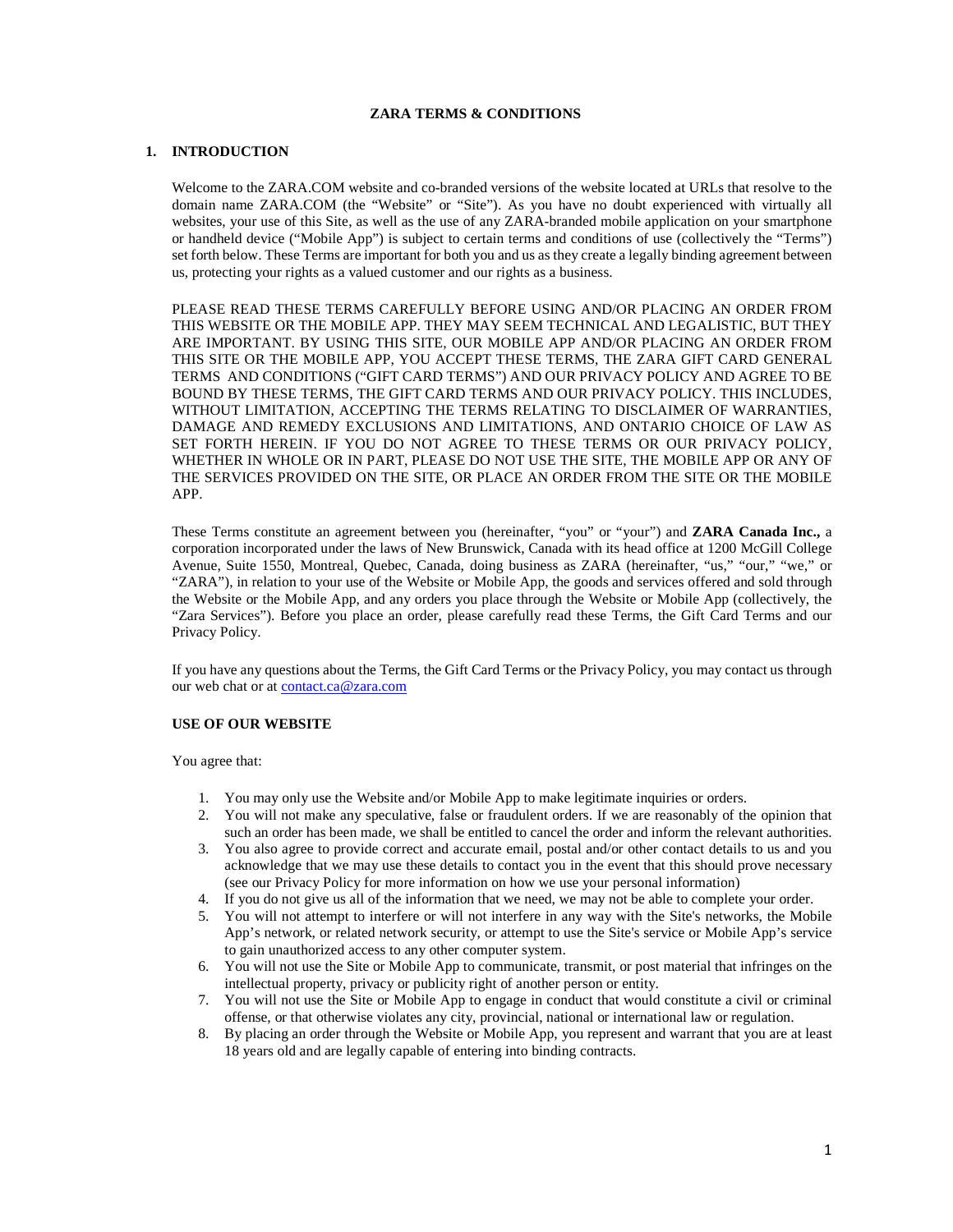# ZARA TERMS & CONDITIONS

## 1. INTRODUCTION

Welcome to the ZARA.COM website and co-branded versions of the website located at URLs that resolve to the domain name ZARA.COM (the "Website" or "Site"). As you have no doubt experienced with virtually all websites, your use of this Site, as well as the use of any ZARA-branded mobile application on your smartphone or handheld device ("Mobile App") is subject to certain terms and conditions of use (collectively the "Terms") set forth below. These Terms are important for both you and us as they create a legally binding agreement between us, protecting your rights as a valued customer and our rights as a business.

PLEASE READ THESE TERMS CAREFULLY BEFORE USING AND/OR PLACING AN ORDER FROM THIS WEBSITE OR THE MOBILE APP. THEY MAY SEEM TECHNICAL AND LEGALISTIC, BUT THEY ARE IMPORTANT. BY USING THIS SITE, OUR MOBILE APP AND/OR PLACING AN ORDER FROM THIS SITE OR THE MOBILE APP, YOU ACCEPT THESE TERMS, THE ZARA GIFT CARD GENERAL TERMS AND CONDITIONS ("GIFT CARD TERMS") AND OUR PRIVACY POLICY AND AGREE TO BE BOUND BY THESE TERMS, THE GIFT CARD TERMS AND OUR PRIVACY POLICY. THIS INCLUDES, WITHOUT LIMITATION, ACCEPTING THE TERMS RELATING TO DISCLAIMER OF WARRANTIES, DAMAGE AND REMEDY EXCLUSIONS AND LIMITATIONS, AND ONTARIO CHOICE OF LAW AS SET FORTH HEREIN. IF YOU DO NOT AGREE TO THESE TERMS OR OUR PRIVACY POLICY, WHETHER IN WHOLE OR IN PART, PLEASE DO NOT USE THE SITE, THE MOBILE APP OR ANY OF THE SERVICES PROVIDED ON THE SITE, OR PLACE AN ORDER FROM THE SITE OR THE MOBILE APP.

These Terms constitute an agreement between you (hereinafter, "you" or "your") and **ZARA Canada Inc.,** a corporation incorporated under the laws of New Brunswick, Canada with its head office at 1200 McGill College Avenue, Suite 1550, Montreal, Quebec, Canada, doing business as ZARA (hereinafter, "us," "our," "we," or "ZARA"), in relation to your use of the Website or Mobile App, the goods and services offered and sold through the Website or the Mobile App, and any orders you place through the Website or Mobile App (collectively, the "Zara Services"). Before you place an order, please carefully read these Terms, the Gift Card Terms and our Privacy Policy.

If you have any questions about the Terms, the Gift Card Terms or the Privacy Policy, you may contact us through our web chat or at contact.ca@zara.com

### USE OF OUR WEBSITE

You agree that:

1. You may only use the Website and/or Mobile App to make legitimate inquiries or orders.
2. You will not make any speculative, false or fraudulent orders. If we are reasonably of the opinion that such an order has been made, we shall be entitled to cancel the order and inform the relevant authorities.
3. You also agree to provide correct and accurate email, postal and/or other contact details to us and you acknowledge that we may use these details to contact you in the event that this should prove necessary (see our Privacy Policy for more information on how we use your personal information)
4. If you do not give us all of the information that we need, we may not be able to complete your order.
5. You will not attempt to interfere or will not interfere in any way with the Site's networks, the Mobile App's network, or related network security, or attempt to use the Site's service or Mobile App's service to gain unauthorized access to any other computer system.
6. You will not use the Site or Mobile App to communicate, transmit, or post material that infringes on the intellectual property, privacy or publicity right of another person or entity.
7. You will not use the Site or Mobile App to engage in conduct that would constitute a civil or criminal offense, or that otherwise violates any city, provincial, national or international law or regulation.
8. By placing an order through the Website or Mobile App, you represent and warrant that you are at least 18 years old and are legally capable of entering into binding contracts.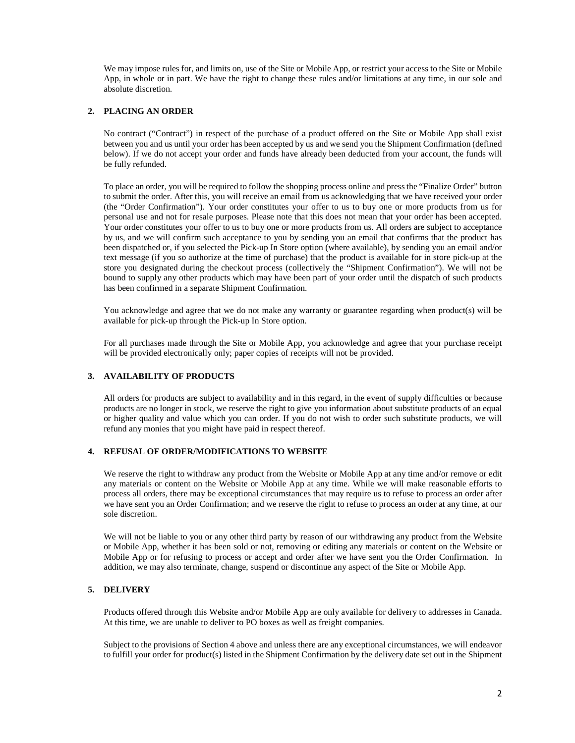We may impose rules for, and limits on, use of the Site or Mobile App, or restrict your access to the Site or Mobile App, in whole or in part. We have the right to change these rules and/or limitations at any time, in our sole and absolute discretion.

## 2. PLACING AN ORDER

No contract ("Contract") in respect of the purchase of a product offered on the Site or Mobile App shall exist between you and us until your order has been accepted by us and we send you the Shipment Confirmation (defined below). If we do not accept your order and funds have already been deducted from your account, the funds will be fully refunded.

To place an order, you will be required to follow the shopping process online and press the "Finalize Order" button to submit the order. After this, you will receive an email from us acknowledging that we have received your order (the "Order Confirmation"). Your order constitutes your offer to us to buy one or more products from us for personal use and not for resale purposes. Please note that this does not mean that your order has been accepted. Your order constitutes your offer to us to buy one or more products from us. All orders are subject to acceptance by us, and we will confirm such acceptance to you by sending you an email that confirms that the product has been dispatched or, if you selected the Pick-up In Store option (where available), by sending you an email and/or text message (if you so authorize at the time of purchase) that the product is available for in store pick-up at the store you designated during the checkout process (collectively the "Shipment Confirmation"). We will not be bound to supply any other products which may have been part of your order until the dispatch of such products has been confirmed in a separate Shipment Confirmation.

You acknowledge and agree that we do not make any warranty or guarantee regarding when product(s) will be available for pick-up through the Pick-up In Store option.

For all purchases made through the Site or Mobile App, you acknowledge and agree that your purchase receipt will be provided electronically only; paper copies of receipts will not be provided.

## 3. AVAILABILITY OF PRODUCTS

All orders for products are subject to availability and in this regard, in the event of supply difficulties or because products are no longer in stock, we reserve the right to give you information about substitute products of an equal or higher quality and value which you can order. If you do not wish to order such substitute products, we will refund any monies that you might have paid in respect thereof.

## 4. REFUSAL OF ORDER/MODIFICATIONS TO WEBSITE

We reserve the right to withdraw any product from the Website or Mobile App at any time and/or remove or edit any materials or content on the Website or Mobile App at any time. While we will make reasonable efforts to process all orders, there may be exceptional circumstances that may require us to refuse to process an order after we have sent you an Order Confirmation; and we reserve the right to refuse to process an order at any time, at our sole discretion.

We will not be liable to you or any other third party by reason of our withdrawing any product from the Website or Mobile App, whether it has been sold or not, removing or editing any materials or content on the Website or Mobile App or for refusing to process or accept and order after we have sent you the Order Confirmation. In addition, we may also terminate, change, suspend or discontinue any aspect of the Site or Mobile App.

## 5. DELIVERY

Products offered through this Website and/or Mobile App are only available for delivery to addresses in Canada. At this time, we are unable to deliver to PO boxes as well as freight companies.

Subject to the provisions of Section 4 above and unless there are any exceptional circumstances, we will endeavor to fulfill your order for product(s) listed in the Shipment Confirmation by the delivery date set out in the Shipment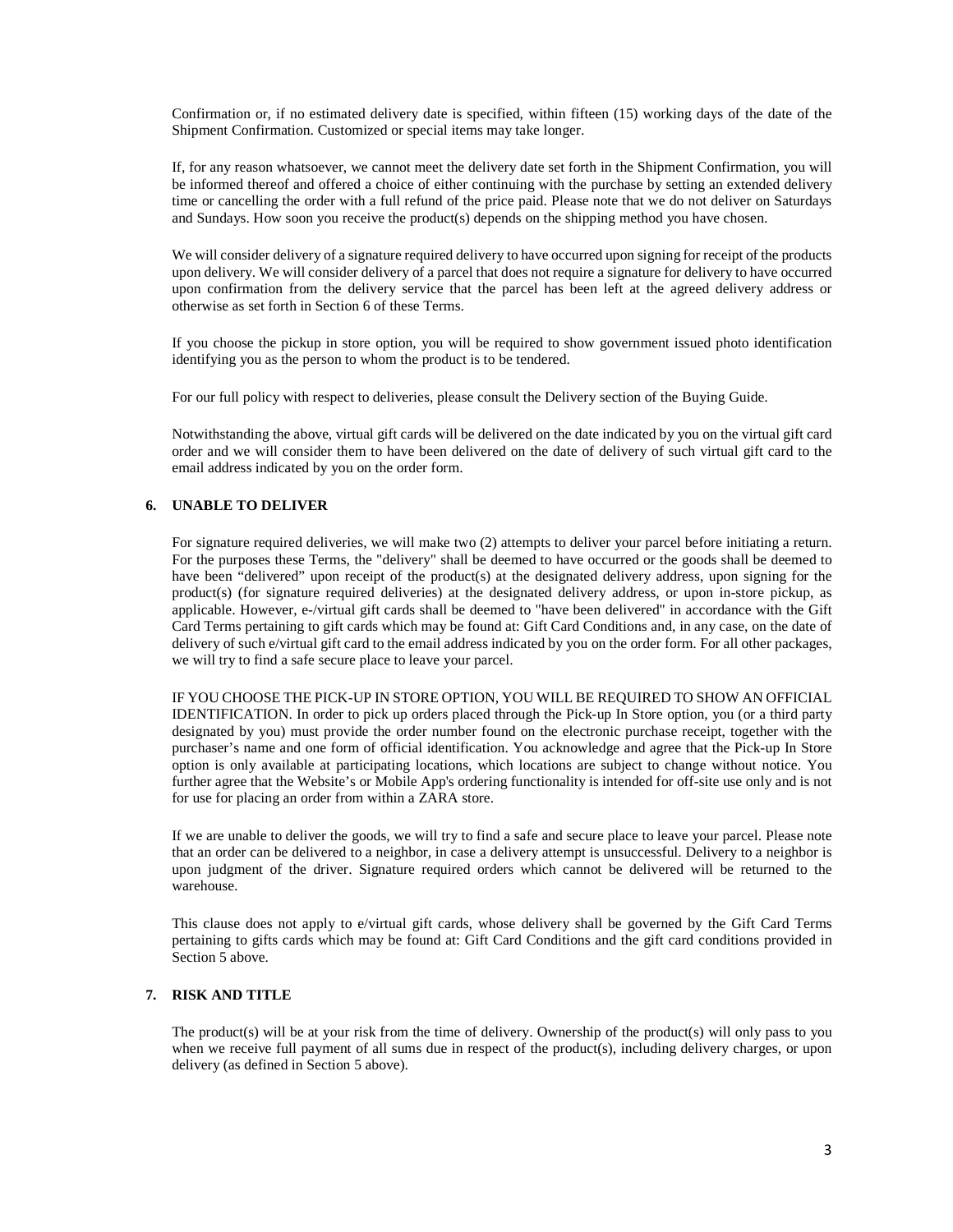Confirmation or, if no estimated delivery date is specified, within fifteen (15) working days of the date of the Shipment Confirmation. Customized or special items may take longer.

If, for any reason whatsoever, we cannot meet the delivery date set forth in the Shipment Confirmation, you will be informed thereof and offered a choice of either continuing with the purchase by setting an extended delivery time or cancelling the order with a full refund of the price paid. Please note that we do not deliver on Saturdays and Sundays. How soon you receive the product(s) depends on the shipping method you have chosen.

We will consider delivery of a signature required delivery to have occurred upon signing for receipt of the products upon delivery. We will consider delivery of a parcel that does not require a signature for delivery to have occurred upon confirmation from the delivery service that the parcel has been left at the agreed delivery address or otherwise as set forth in Section 6 of these Terms.

If you choose the pickup in store option, you will be required to show government issued photo identification identifying you as the person to whom the product is to be tendered.

For our full policy with respect to deliveries, please consult the Delivery section of the Buying Guide.

Notwithstanding the above, virtual gift cards will be delivered on the date indicated by you on the virtual gift card order and we will consider them to have been delivered on the date of delivery of such virtual gift card to the email address indicated by you on the order form.

## 6. UNABLE TO DELIVER

For signature required deliveries, we will make two (2) attempts to deliver your parcel before initiating a return. For the purposes these Terms, the "delivery" shall be deemed to have occurred or the goods shall be deemed to have been "delivered" upon receipt of the product(s) at the designated delivery address, upon signing for the product(s) (for signature required deliveries) at the designated delivery address, or upon in-store pickup, as applicable. However, e-/virtual gift cards shall be deemed to "have been delivered" in accordance with the Gift Card Terms pertaining to gift cards which may be found at: Gift Card Conditions and, in any case, on the date of delivery of such e/virtual gift card to the email address indicated by you on the order form. For all other packages, we will try to find a safe secure place to leave your parcel.

IF YOU CHOOSE THE PICK-UP IN STORE OPTION, YOU WILL BE REQUIRED TO SHOW AN OFFICIAL IDENTIFICATION. In order to pick up orders placed through the Pick-up In Store option, you (or a third party designated by you) must provide the order number found on the electronic purchase receipt, together with the purchaser's name and one form of official identification. You acknowledge and agree that the Pick-up In Store option is only available at participating locations, which locations are subject to change without notice. You further agree that the Website's or Mobile App's ordering functionality is intended for off-site use only and is not for use for placing an order from within a ZARA store.

If we are unable to deliver the goods, we will try to find a safe and secure place to leave your parcel. Please note that an order can be delivered to a neighbor, in case a delivery attempt is unsuccessful. Delivery to a neighbor is upon judgment of the driver. Signature required orders which cannot be delivered will be returned to the warehouse.

This clause does not apply to e/virtual gift cards, whose delivery shall be governed by the Gift Card Terms pertaining to gifts cards which may be found at: Gift Card Conditions and the gift card conditions provided in Section 5 above.

## 7. RISK AND TITLE

The product(s) will be at your risk from the time of delivery. Ownership of the product(s) will only pass to you when we receive full payment of all sums due in respect of the product(s), including delivery charges, or upon delivery (as defined in Section 5 above).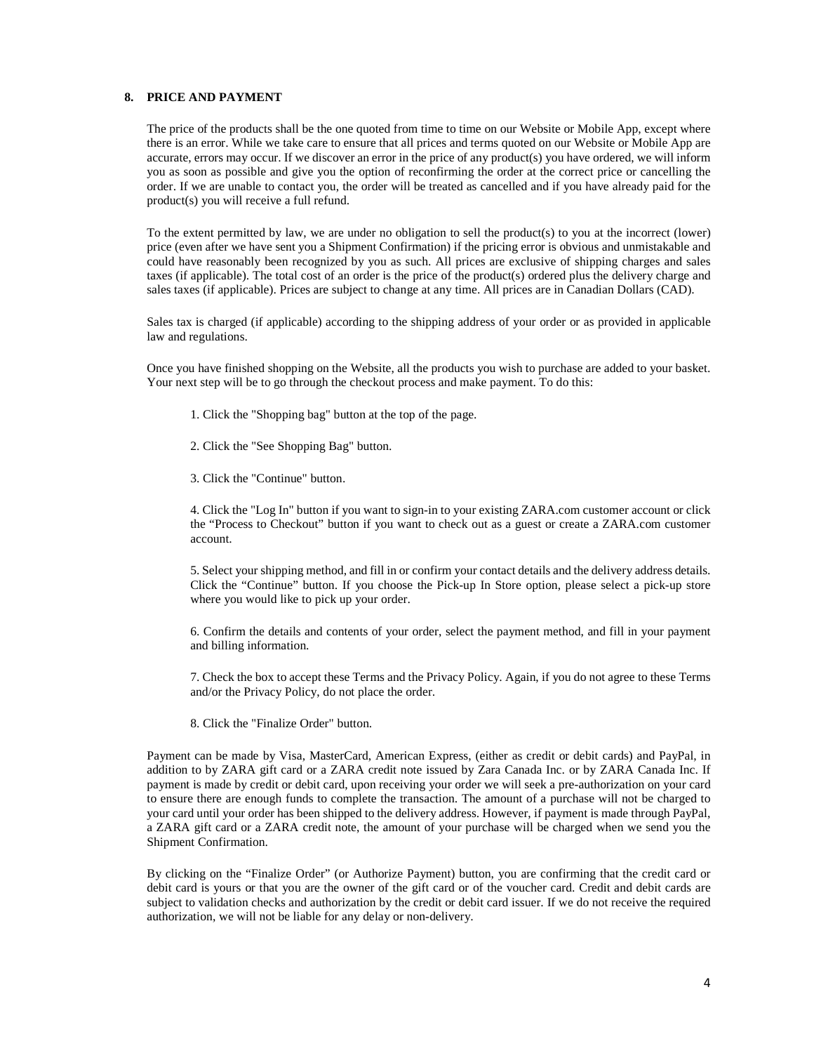## 8. PRICE AND PAYMENT

The price of the products shall be the one quoted from time to time on our Website or Mobile App, except where there is an error. While we take care to ensure that all prices and terms quoted on our Website or Mobile App are accurate, errors may occur. If we discover an error in the price of any product(s) you have ordered, we will inform you as soon as possible and give you the option of reconfirming the order at the correct price or cancelling the order. If we are unable to contact you, the order will be treated as cancelled and if you have already paid for the product(s) you will receive a full refund.

To the extent permitted by law, we are under no obligation to sell the product(s) to you at the incorrect (lower) price (even after we have sent you a Shipment Confirmation) if the pricing error is obvious and unmistakable and could have reasonably been recognized by you as such. All prices are exclusive of shipping charges and sales taxes (if applicable). The total cost of an order is the price of the product(s) ordered plus the delivery charge and sales taxes (if applicable). Prices are subject to change at any time. All prices are in Canadian Dollars (CAD).

Sales tax is charged (if applicable) according to the shipping address of your order or as provided in applicable law and regulations.

Once you have finished shopping on the Website, all the products you wish to purchase are added to your basket. Your next step will be to go through the checkout process and make payment. To do this:

1. Click the "Shopping bag" button at the top of the page.

2. Click the "See Shopping Bag" button.

3. Click the "Continue" button.

4. Click the "Log In" button if you want to sign-in to your existing ZARA.com customer account or click the “Process to Checkout” button if you want to check out as a guest or create a ZARA.com customer account.

5. Select your shipping method, and fill in or confirm your contact details and the delivery address details. Click the “Continue” button. If you choose the Pick-up In Store option, please select a pick-up store where you would like to pick up your order.

6. Confirm the details and contents of your order, select the payment method, and fill in your payment and billing information.

7. Check the box to accept these Terms and the Privacy Policy. Again, if you do not agree to these Terms and/or the Privacy Policy, do not place the order.

8. Click the "Finalize Order" button.

Payment can be made by Visa, MasterCard, American Express, (either as credit or debit cards) and PayPal, in addition to by ZARA gift card or a ZARA credit note issued by Zara Canada Inc. or by ZARA Canada Inc. If payment is made by credit or debit card, upon receiving your order we will seek a pre-authorization on your card to ensure there are enough funds to complete the transaction. The amount of a purchase will not be charged to your card until your order has been shipped to the delivery address. However, if payment is made through PayPal, a ZARA gift card or a ZARA credit note, the amount of your purchase will be charged when we send you the Shipment Confirmation.

By clicking on the “Finalize Order” (or Authorize Payment) button, you are confirming that the credit card or debit card is yours or that you are the owner of the gift card or of the voucher card. Credit and debit cards are subject to validation checks and authorization by the credit or debit card issuer. If we do not receive the required authorization, we will not be liable for any delay or non-delivery.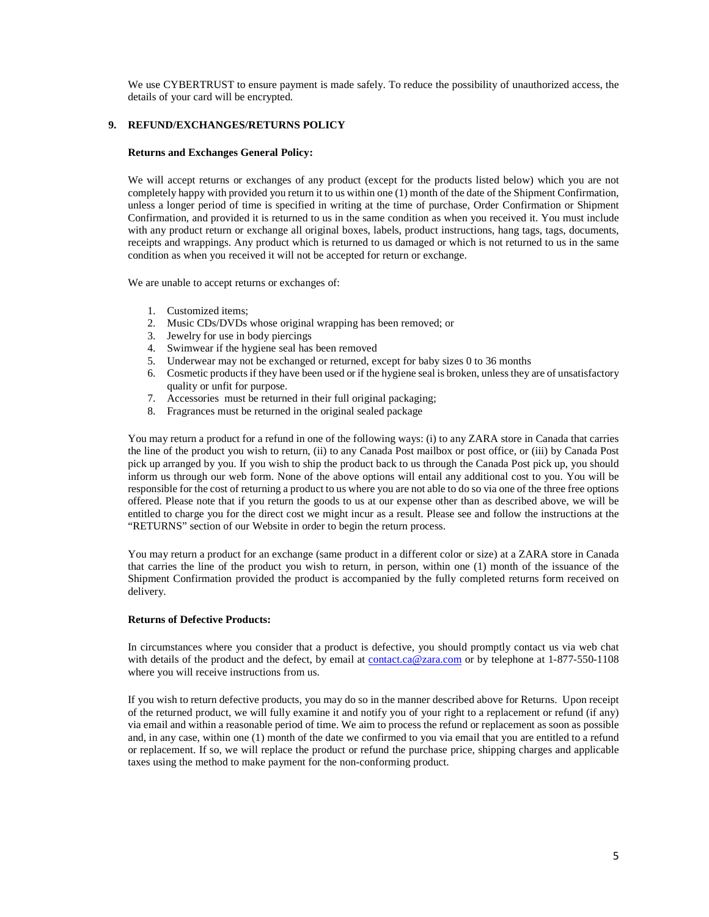We use CYBERTRUST to ensure payment is made safely. To reduce the possibility of unauthorized access, the details of your card will be encrypted.

## 9. REFUND/EXCHANGES/RETURNS POLICY

**Returns and Exchanges General Policy:**

We will accept returns or exchanges of any product (except for the products listed below) which you are not completely happy with provided you return it to us within one (1) month of the date of the Shipment Confirmation, unless a longer period of time is specified in writing at the time of purchase, Order Confirmation or Shipment Confirmation, and provided it is returned to us in the same condition as when you received it. You must include with any product return or exchange all original boxes, labels, product instructions, hang tags, tags, documents, receipts and wrappings. Any product which is returned to us damaged or which is not returned to us in the same condition as when you received it will not be accepted for return or exchange.

We are unable to accept returns or exchanges of:

1. Customized items;
2. Music CDs/DVDs whose original wrapping has been removed; or
3. Jewelry for use in body piercings
4. Swimwear if the hygiene seal has been removed
5. Underwear may not be exchanged or returned, except for baby sizes 0 to 36 months
6. Cosmetic products if they have been used or if the hygiene seal is broken, unless they are of unsatisfactory quality or unfit for purpose.
7. Accessories must be returned in their full original packaging;
8. Fragrances must be returned in the original sealed package

You may return a product for a refund in one of the following ways: (i) to any ZARA store in Canada that carries the line of the product you wish to return, (ii) to any Canada Post mailbox or post office, or (iii) by Canada Post pick up arranged by you. If you wish to ship the product back to us through the Canada Post pick up, you should inform us through our web form. None of the above options will entail any additional cost to you. You will be responsible for the cost of returning a product to us where you are not able to do so via one of the three free options offered. Please note that if you return the goods to us at our expense other than as described above, we will be entitled to charge you for the direct cost we might incur as a result. Please see and follow the instructions at the "RETURNS" section of our Website in order to begin the return process.

You may return a product for an exchange (same product in a different color or size) at a ZARA store in Canada that carries the line of the product you wish to return, in person, within one (1) month of the issuance of the Shipment Confirmation provided the product is accompanied by the fully completed returns form received on delivery.

**Returns of Defective Products:**

In circumstances where you consider that a product is defective, you should promptly contact us via web chat with details of the product and the defect, by email at [contact.ca@zara.com](mailto:contact.ca@zara.com) or by telephone at 1-877-550-1108 where you will receive instructions from us.

If you wish to return defective products, you may do so in the manner described above for Returns. Upon receipt of the returned product, we will fully examine it and notify you of your right to a replacement or refund (if any) via email and within a reasonable period of time. We aim to process the refund or replacement as soon as possible and, in any case, within one (1) month of the date we confirmed to you via email that you are entitled to a refund or replacement. If so, we will replace the product or refund the purchase price, shipping charges and applicable taxes using the method to make payment for the non-conforming product.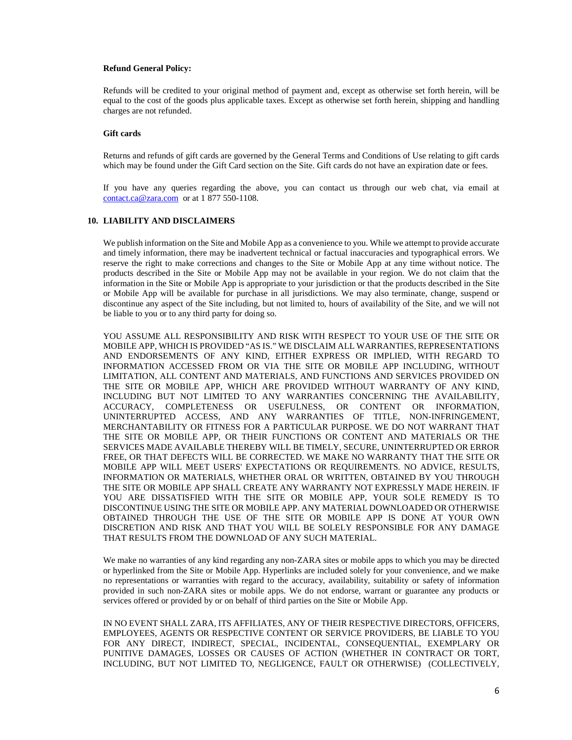**Refund General Policy:**

Refunds will be credited to your original method of payment and, except as otherwise set forth herein, will be equal to the cost of the goods plus applicable taxes. Except as otherwise set forth herein, shipping and handling charges are not refunded.

**Gift cards**

Returns and refunds of gift cards are governed by the General Terms and Conditions of Use relating to gift cards which may be found under the Gift Card section on the Site. Gift cards do not have an expiration date or fees.

If you have any queries regarding the above, you can contact us through our web chat, via email at contact.ca@zara.com or at 1 877 550-1108.

## 10. LIABILITY AND DISCLAIMERS

We publish information on the Site and Mobile App as a convenience to you. While we attempt to provide accurate and timely information, there may be inadvertent technical or factual inaccuracies and typographical errors. We reserve the right to make corrections and changes to the Site or Mobile App at any time without notice. The products described in the Site or Mobile App may not be available in your region. We do not claim that the information in the Site or Mobile App is appropriate to your jurisdiction or that the products described in the Site or Mobile App will be available for purchase in all jurisdictions. We may also terminate, change, suspend or discontinue any aspect of the Site including, but not limited to, hours of availability of the Site, and we will not be liable to you or to any third party for doing so.

YOU ASSUME ALL RESPONSIBILITY AND RISK WITH RESPECT TO YOUR USE OF THE SITE OR MOBILE APP, WHICH IS PROVIDED "AS IS." WE DISCLAIM ALL WARRANTIES, REPRESENTATIONS AND ENDORSEMENTS OF ANY KIND, EITHER EXPRESS OR IMPLIED, WITH REGARD TO INFORMATION ACCESSED FROM OR VIA THE SITE OR MOBILE APP INCLUDING, WITHOUT LIMITATION, ALL CONTENT AND MATERIALS, AND FUNCTIONS AND SERVICES PROVIDED ON THE SITE OR MOBILE APP, WHICH ARE PROVIDED WITHOUT WARRANTY OF ANY KIND, INCLUDING BUT NOT LIMITED TO ANY WARRANTIES CONCERNING THE AVAILABILITY, ACCURACY, COMPLETENESS OR USEFULNESS, OR CONTENT OR INFORMATION, UNINTERRUPTED ACCESS, AND ANY WARRANTIES OF TITLE, NON-INFRINGEMENT, MERCHANTABILITY OR FITNESS FOR A PARTICULAR PURPOSE. WE DO NOT WARRANT THAT THE SITE OR MOBILE APP, OR THEIR FUNCTIONS OR CONTENT AND MATERIALS OR THE SERVICES MADE AVAILABLE THEREBY WILL BE TIMELY, SECURE, UNINTERRUPTED OR ERROR FREE, OR THAT DEFECTS WILL BE CORRECTED. WE MAKE NO WARRANTY THAT THE SITE OR MOBILE APP WILL MEET USERS' EXPECTATIONS OR REQUIREMENTS. NO ADVICE, RESULTS, INFORMATION OR MATERIALS, WHETHER ORAL OR WRITTEN, OBTAINED BY YOU THROUGH THE SITE OR MOBILE APP SHALL CREATE ANY WARRANTY NOT EXPRESSLY MADE HEREIN. IF YOU ARE DISSATISFIED WITH THE SITE OR MOBILE APP, YOUR SOLE REMEDY IS TO DISCONTINUE USING THE SITE OR MOBILE APP. ANY MATERIAL DOWNLOADED OR OTHERWISE OBTAINED THROUGH THE USE OF THE SITE OR MOBILE APP IS DONE AT YOUR OWN DISCRETION AND RISK AND THAT YOU WILL BE SOLELY RESPONSIBLE FOR ANY DAMAGE THAT RESULTS FROM THE DOWNLOAD OF ANY SUCH MATERIAL.

We make no warranties of any kind regarding any non-ZARA sites or mobile apps to which you may be directed or hyperlinked from the Site or Mobile App. Hyperlinks are included solely for your convenience, and we make no representations or warranties with regard to the accuracy, availability, suitability or safety of information provided in such non-ZARA sites or mobile apps. We do not endorse, warrant or guarantee any products or services offered or provided by or on behalf of third parties on the Site or Mobile App.

IN NO EVENT SHALL ZARA, ITS AFFILIATES, ANY OF THEIR RESPECTIVE DIRECTORS, OFFICERS, EMPLOYEES, AGENTS OR RESPECTIVE CONTENT OR SERVICE PROVIDERS, BE LIABLE TO YOU FOR ANY DIRECT, INDIRECT, SPECIAL, INCIDENTAL, CONSEQUENTIAL, EXEMPLARY OR PUNITIVE DAMAGES, LOSSES OR CAUSES OF ACTION (WHETHER IN CONTRACT OR TORT, INCLUDING, BUT NOT LIMITED TO, NEGLIGENCE, FAULT OR OTHERWISE) (COLLECTIVELY,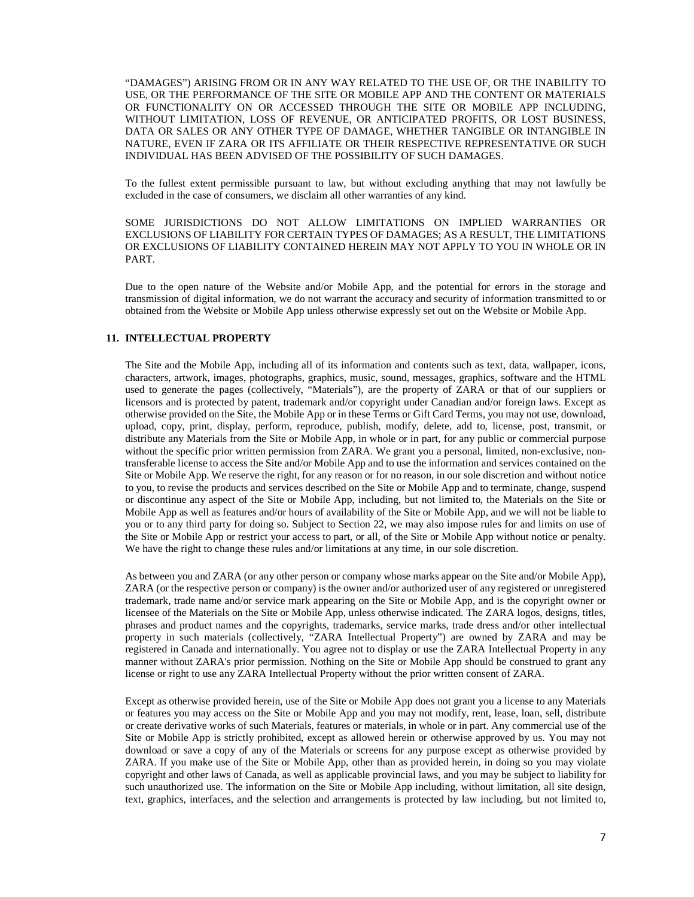"DAMAGES") ARISING FROM OR IN ANY WAY RELATED TO THE USE OF, OR THE INABILITY TO USE, OR THE PERFORMANCE OF THE SITE OR MOBILE APP AND THE CONTENT OR MATERIALS OR FUNCTIONALITY ON OR ACCESSED THROUGH THE SITE OR MOBILE APP INCLUDING, WITHOUT LIMITATION, LOSS OF REVENUE, OR ANTICIPATED PROFITS, OR LOST BUSINESS, DATA OR SALES OR ANY OTHER TYPE OF DAMAGE, WHETHER TANGIBLE OR INTANGIBLE IN NATURE, EVEN IF ZARA OR ITS AFFILIATE OR THEIR RESPECTIVE REPRESENTATIVE OR SUCH INDIVIDUAL HAS BEEN ADVISED OF THE POSSIBILITY OF SUCH DAMAGES.

To the fullest extent permissible pursuant to law, but without excluding anything that may not lawfully be excluded in the case of consumers, we disclaim all other warranties of any kind.

SOME JURISDICTIONS DO NOT ALLOW LIMITATIONS ON IMPLIED WARRANTIES OR EXCLUSIONS OF LIABILITY FOR CERTAIN TYPES OF DAMAGES; AS A RESULT, THE LIMITATIONS OR EXCLUSIONS OF LIABILITY CONTAINED HEREIN MAY NOT APPLY TO YOU IN WHOLE OR IN PART.

Due to the open nature of the Website and/or Mobile App, and the potential for errors in the storage and transmission of digital information, we do not warrant the accuracy and security of information transmitted to or obtained from the Website or Mobile App unless otherwise expressly set out on the Website or Mobile App.

## 11. INTELLECTUAL PROPERTY

The Site and the Mobile App, including all of its information and contents such as text, data, wallpaper, icons, characters, artwork, images, photographs, graphics, music, sound, messages, graphics, software and the HTML used to generate the pages (collectively, "Materials"), are the property of ZARA or that of our suppliers or licensors and is protected by patent, trademark and/or copyright under Canadian and/or foreign laws. Except as otherwise provided on the Site, the Mobile App or in these Terms or Gift Card Terms, you may not use, download, upload, copy, print, display, perform, reproduce, publish, modify, delete, add to, license, post, transmit, or distribute any Materials from the Site or Mobile App, in whole or in part, for any public or commercial purpose without the specific prior written permission from ZARA. We grant you a personal, limited, non-exclusive, non-transferable license to access the Site and/or Mobile App and to use the information and services contained on the Site or Mobile App. We reserve the right, for any reason or for no reason, in our sole discretion and without notice to you, to revise the products and services described on the Site or Mobile App and to terminate, change, suspend or discontinue any aspect of the Site or Mobile App, including, but not limited to, the Materials on the Site or Mobile App as well as features and/or hours of availability of the Site or Mobile App, and we will not be liable to you or to any third party for doing so. Subject to Section 22, we may also impose rules for and limits on use of the Site or Mobile App or restrict your access to part, or all, of the Site or Mobile App without notice or penalty. We have the right to change these rules and/or limitations at any time, in our sole discretion.

As between you and ZARA (or any other person or company whose marks appear on the Site and/or Mobile App), ZARA (or the respective person or company) is the owner and/or authorized user of any registered or unregistered trademark, trade name and/or service mark appearing on the Site or Mobile App, and is the copyright owner or licensee of the Materials on the Site or Mobile App, unless otherwise indicated. The ZARA logos, designs, titles, phrases and product names and the copyrights, trademarks, service marks, trade dress and/or other intellectual property in such materials (collectively, "ZARA Intellectual Property") are owned by ZARA and may be registered in Canada and internationally. You agree not to display or use the ZARA Intellectual Property in any manner without ZARA's prior permission. Nothing on the Site or Mobile App should be construed to grant any license or right to use any ZARA Intellectual Property without the prior written consent of ZARA.

Except as otherwise provided herein, use of the Site or Mobile App does not grant you a license to any Materials or features you may access on the Site or Mobile App and you may not modify, rent, lease, loan, sell, distribute or create derivative works of such Materials, features or materials, in whole or in part. Any commercial use of the Site or Mobile App is strictly prohibited, except as allowed herein or otherwise approved by us. You may not download or save a copy of any of the Materials or screens for any purpose except as otherwise provided by ZARA. If you make use of the Site or Mobile App, other than as provided herein, in doing so you may violate copyright and other laws of Canada, as well as applicable provincial laws, and you may be subject to liability for such unauthorized use. The information on the Site or Mobile App including, without limitation, all site design, text, graphics, interfaces, and the selection and arrangements is protected by law including, but not limited to,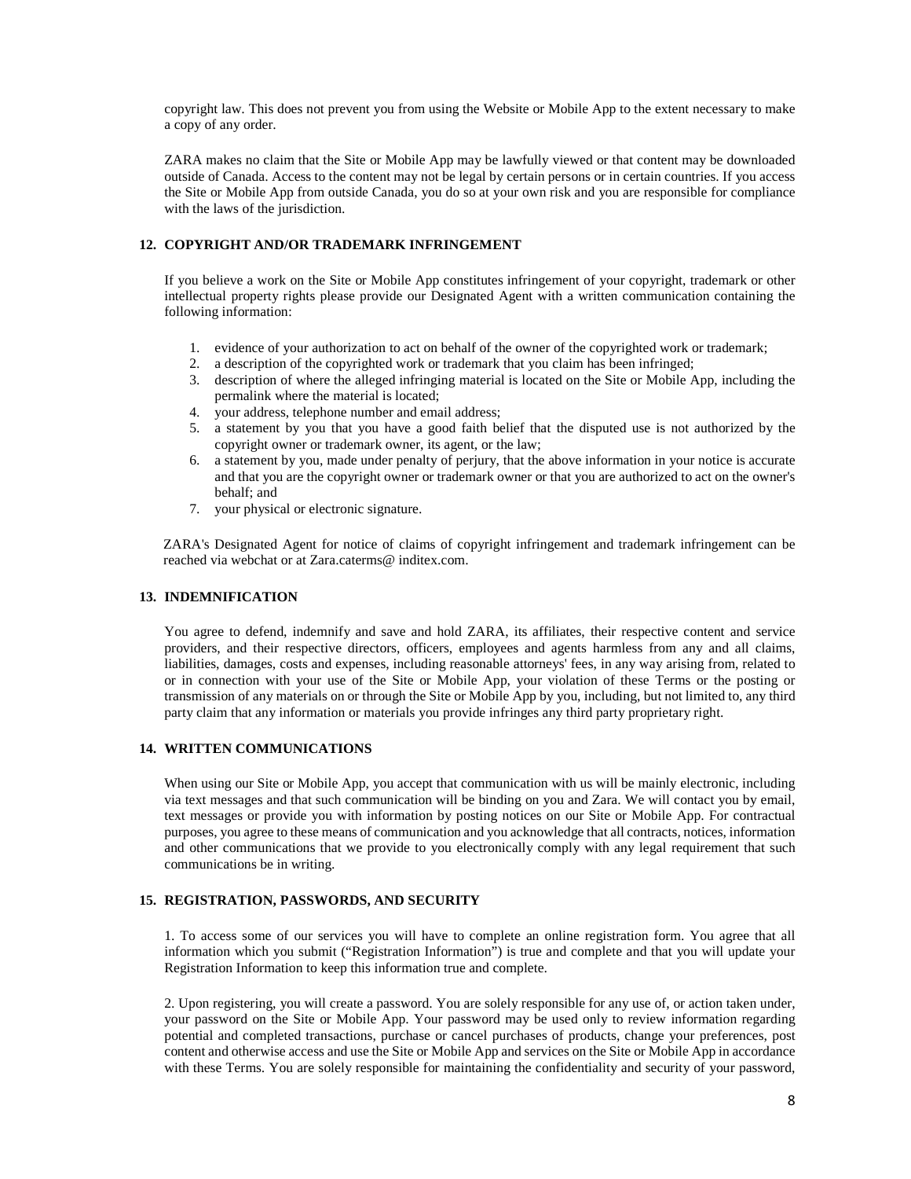copyright law. This does not prevent you from using the Website or Mobile App to the extent necessary to make a copy of any order.

ZARA makes no claim that the Site or Mobile App may be lawfully viewed or that content may be downloaded outside of Canada. Access to the content may not be legal by certain persons or in certain countries. If you access the Site or Mobile App from outside Canada, you do so at your own risk and you are responsible for compliance with the laws of the jurisdiction.

## 12. COPYRIGHT AND/OR TRADEMARK INFRINGEMENT

If you believe a work on the Site or Mobile App constitutes infringement of your copyright, trademark or other intellectual property rights please provide our Designated Agent with a written communication containing the following information:

1. evidence of your authorization to act on behalf of the owner of the copyrighted work or trademark;
2. a description of the copyrighted work or trademark that you claim has been infringed;
3. description of where the alleged infringing material is located on the Site or Mobile App, including the permalink where the material is located;
4. your address, telephone number and email address;
5. a statement by you that you have a good faith belief that the disputed use is not authorized by the copyright owner or trademark owner, its agent, or the law;
6. a statement by you, made under penalty of perjury, that the above information in your notice is accurate and that you are the copyright owner or trademark owner or that you are authorized to act on the owner's behalf; and
7. your physical or electronic signature.

ZARA's Designated Agent for notice of claims of copyright infringement and trademark infringement can be reached via webchat or at Zara.caterms@ inditex.com.

## 13. INDEMNIFICATION

You agree to defend, indemnify and save and hold ZARA, its affiliates, their respective content and service providers, and their respective directors, officers, employees and agents harmless from any and all claims, liabilities, damages, costs and expenses, including reasonable attorneys' fees, in any way arising from, related to or in connection with your use of the Site or Mobile App, your violation of these Terms or the posting or transmission of any materials on or through the Site or Mobile App by you, including, but not limited to, any third party claim that any information or materials you provide infringes any third party proprietary right.

## 14. WRITTEN COMMUNICATIONS

When using our Site or Mobile App, you accept that communication with us will be mainly electronic, including via text messages and that such communication will be binding on you and Zara. We will contact you by email, text messages or provide you with information by posting notices on our Site or Mobile App. For contractual purposes, you agree to these means of communication and you acknowledge that all contracts, notices, information and other communications that we provide to you electronically comply with any legal requirement that such communications be in writing.

## 15. REGISTRATION, PASSWORDS, AND SECURITY

1. To access some of our services you will have to complete an online registration form. You agree that all information which you submit ("Registration Information") is true and complete and that you will update your Registration Information to keep this information true and complete.

2. Upon registering, you will create a password. You are solely responsible for any use of, or action taken under, your password on the Site or Mobile App. Your password may be used only to review information regarding potential and completed transactions, purchase or cancel purchases of products, change your preferences, post content and otherwise access and use the Site or Mobile App and services on the Site or Mobile App in accordance with these Terms. You are solely responsible for maintaining the confidentiality and security of your password,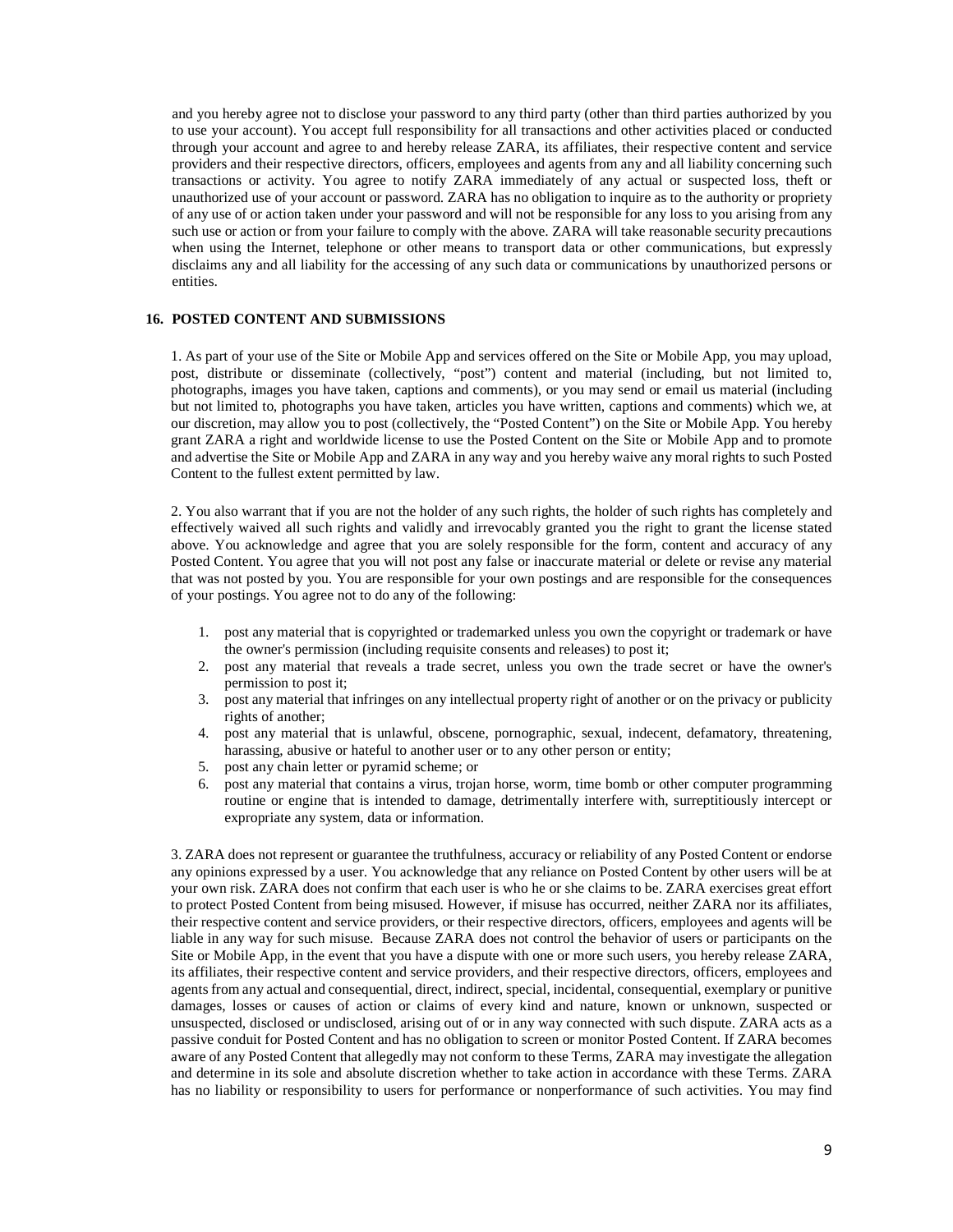and you hereby agree not to disclose your password to any third party (other than third parties authorized by you to use your account). You accept full responsibility for all transactions and other activities placed or conducted through your account and agree to and hereby release ZARA, its affiliates, their respective content and service providers and their respective directors, officers, employees and agents from any and all liability concerning such transactions or activity. You agree to notify ZARA immediately of any actual or suspected loss, theft or unauthorized use of your account or password. ZARA has no obligation to inquire as to the authority or propriety of any use of or action taken under your password and will not be responsible for any loss to you arising from any such use or action or from your failure to comply with the above. ZARA will take reasonable security precautions when using the Internet, telephone or other means to transport data or other communications, but expressly disclaims any and all liability for the accessing of any such data or communications by unauthorized persons or entities.

## 16. POSTED CONTENT AND SUBMISSIONS

1. As part of your use of the Site or Mobile App and services offered on the Site or Mobile App, you may upload, post, distribute or disseminate (collectively, "post") content and material (including, but not limited to, photographs, images you have taken, captions and comments), or you may send or email us material (including but not limited to, photographs you have taken, articles you have written, captions and comments) which we, at our discretion, may allow you to post (collectively, the "Posted Content") on the Site or Mobile App. You hereby grant ZARA a right and worldwide license to use the Posted Content on the Site or Mobile App and to promote and advertise the Site or Mobile App and ZARA in any way and you hereby waive any moral rights to such Posted Content to the fullest extent permitted by law.

2. You also warrant that if you are not the holder of any such rights, the holder of such rights has completely and effectively waived all such rights and validly and irrevocably granted you the right to grant the license stated above. You acknowledge and agree that you are solely responsible for the form, content and accuracy of any Posted Content. You agree that you will not post any false or inaccurate material or delete or revise any material that was not posted by you. You are responsible for your own postings and are responsible for the consequences of your postings. You agree not to do any of the following:

1. post any material that is copyrighted or trademarked unless you own the copyright or trademark or have the owner's permission (including requisite consents and releases) to post it;
2. post any material that reveals a trade secret, unless you own the trade secret or have the owner's permission to post it;
3. post any material that infringes on any intellectual property right of another or on the privacy or publicity rights of another;
4. post any material that is unlawful, obscene, pornographic, sexual, indecent, defamatory, threatening, harassing, abusive or hateful to another user or to any other person or entity;
5. post any chain letter or pyramid scheme; or
6. post any material that contains a virus, trojan horse, worm, time bomb or other computer programming routine or engine that is intended to damage, detrimentally interfere with, surreptitiously intercept or expropriate any system, data or information.

3. ZARA does not represent or guarantee the truthfulness, accuracy or reliability of any Posted Content or endorse any opinions expressed by a user. You acknowledge that any reliance on Posted Content by other users will be at your own risk. ZARA does not confirm that each user is who he or she claims to be. ZARA exercises great effort to protect Posted Content from being misused. However, if misuse has occurred, neither ZARA nor its affiliates, their respective content and service providers, or their respective directors, officers, employees and agents will be liable in any way for such misuse. Because ZARA does not control the behavior of users or participants on the Site or Mobile App, in the event that you have a dispute with one or more such users, you hereby release ZARA, its affiliates, their respective content and service providers, and their respective directors, officers, employees and agents from any actual and consequential, direct, indirect, special, incidental, consequential, exemplary or punitive damages, losses or causes of action or claims of every kind and nature, known or unknown, suspected or unsuspected, disclosed or undisclosed, arising out of or in any way connected with such dispute. ZARA acts as a passive conduit for Posted Content and has no obligation to screen or monitor Posted Content. If ZARA becomes aware of any Posted Content that allegedly may not conform to these Terms, ZARA may investigate the allegation and determine in its sole and absolute discretion whether to take action in accordance with these Terms. ZARA has no liability or responsibility to users for performance or nonperformance of such activities. You may find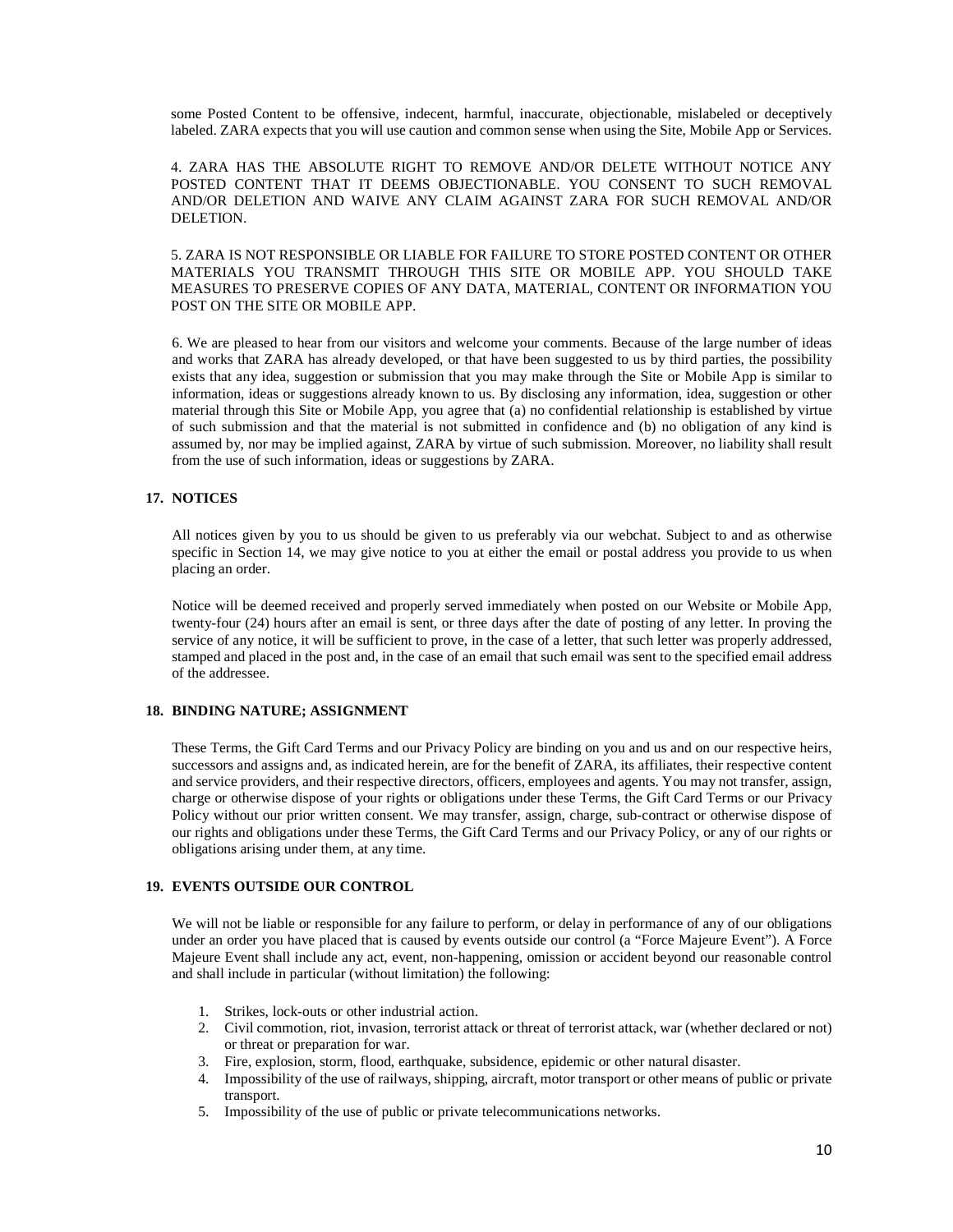some Posted Content to be offensive, indecent, harmful, inaccurate, objectionable, mislabeled or deceptively labeled. ZARA expects that you will use caution and common sense when using the Site, Mobile App or Services.

4. ZARA HAS THE ABSOLUTE RIGHT TO REMOVE AND/OR DELETE WITHOUT NOTICE ANY POSTED CONTENT THAT IT DEEMS OBJECTIONABLE. YOU CONSENT TO SUCH REMOVAL AND/OR DELETION AND WAIVE ANY CLAIM AGAINST ZARA FOR SUCH REMOVAL AND/OR DELETION.

5. ZARA IS NOT RESPONSIBLE OR LIABLE FOR FAILURE TO STORE POSTED CONTENT OR OTHER MATERIALS YOU TRANSMIT THROUGH THIS SITE OR MOBILE APP. YOU SHOULD TAKE MEASURES TO PRESERVE COPIES OF ANY DATA, MATERIAL, CONTENT OR INFORMATION YOU POST ON THE SITE OR MOBILE APP.

6. We are pleased to hear from our visitors and welcome your comments. Because of the large number of ideas and works that ZARA has already developed, or that have been suggested to us by third parties, the possibility exists that any idea, suggestion or submission that you may make through the Site or Mobile App is similar to information, ideas or suggestions already known to us. By disclosing any information, idea, suggestion or other material through this Site or Mobile App, you agree that (a) no confidential relationship is established by virtue of such submission and that the material is not submitted in confidence and (b) no obligation of any kind is assumed by, nor may be implied against, ZARA by virtue of such submission. Moreover, no liability shall result from the use of such information, ideas or suggestions by ZARA.

## 17. NOTICES

All notices given by you to us should be given to us preferably via our webchat. Subject to and as otherwise specific in Section 14, we may give notice to you at either the email or postal address you provide to us when placing an order.

Notice will be deemed received and properly served immediately when posted on our Website or Mobile App, twenty-four (24) hours after an email is sent, or three days after the date of posting of any letter. In proving the service of any notice, it will be sufficient to prove, in the case of a letter, that such letter was properly addressed, stamped and placed in the post and, in the case of an email that such email was sent to the specified email address of the addressee.

## 18. BINDING NATURE; ASSIGNMENT

These Terms, the Gift Card Terms and our Privacy Policy are binding on you and us and on our respective heirs, successors and assigns and, as indicated herein, are for the benefit of ZARA, its affiliates, their respective content and service providers, and their respective directors, officers, employees and agents. You may not transfer, assign, charge or otherwise dispose of your rights or obligations under these Terms, the Gift Card Terms or our Privacy Policy without our prior written consent. We may transfer, assign, charge, sub-contract or otherwise dispose of our rights and obligations under these Terms, the Gift Card Terms and our Privacy Policy, or any of our rights or obligations arising under them, at any time.

## 19. EVENTS OUTSIDE OUR CONTROL

We will not be liable or responsible for any failure to perform, or delay in performance of any of our obligations under an order you have placed that is caused by events outside our control (a "Force Majeure Event"). A Force Majeure Event shall include any act, event, non-happening, omission or accident beyond our reasonable control and shall include in particular (without limitation) the following:

1. Strikes, lock-outs or other industrial action.
2. Civil commotion, riot, invasion, terrorist attack or threat of terrorist attack, war (whether declared or not) or threat or preparation for war.
3. Fire, explosion, storm, flood, earthquake, subsidence, epidemic or other natural disaster.
4. Impossibility of the use of railways, shipping, aircraft, motor transport or other means of public or private transport.
5. Impossibility of the use of public or private telecommunications networks.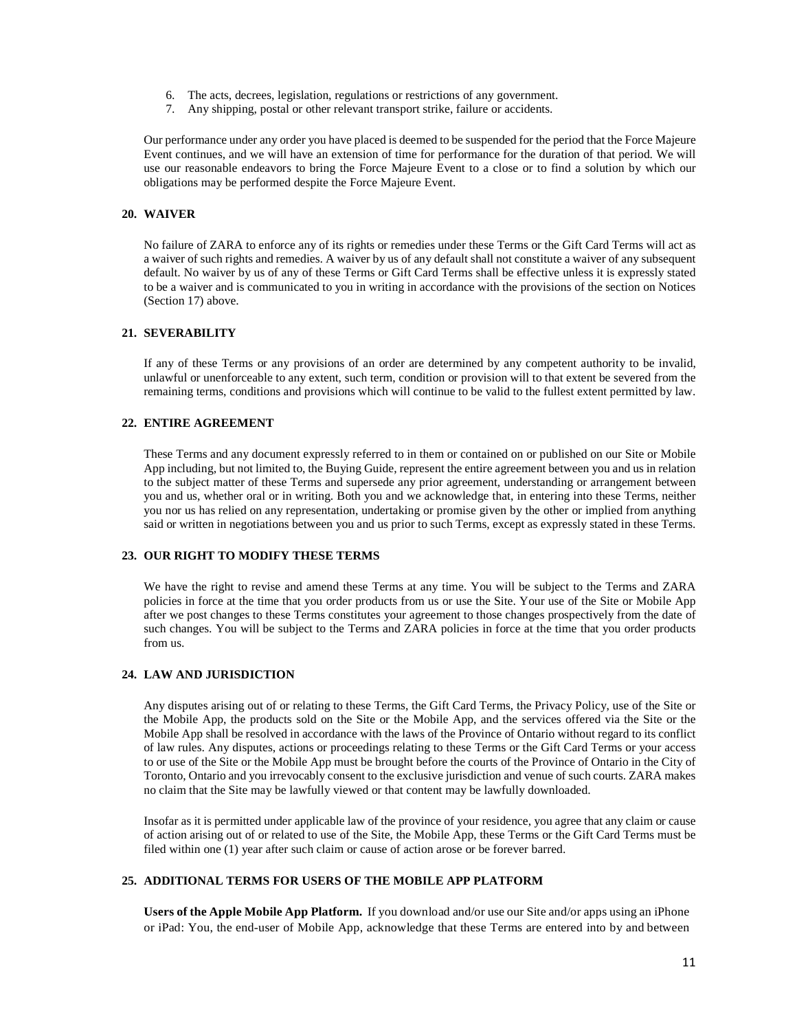6. The acts, decrees, legislation, regulations or restrictions of any government.
7. Any shipping, postal or other relevant transport strike, failure or accidents.

Our performance under any order you have placed is deemed to be suspended for the period that the Force Majeure Event continues, and we will have an extension of time for performance for the duration of that period. We will use our reasonable endeavors to bring the Force Majeure Event to a close or to find a solution by which our obligations may be performed despite the Force Majeure Event.

## 20. WAIVER

No failure of ZARA to enforce any of its rights or remedies under these Terms or the Gift Card Terms will act as a waiver of such rights and remedies. A waiver by us of any default shall not constitute a waiver of any subsequent default. No waiver by us of any of these Terms or Gift Card Terms shall be effective unless it is expressly stated to be a waiver and is communicated to you in writing in accordance with the provisions of the section on Notices (Section 17) above.

## 21. SEVERABILITY

If any of these Terms or any provisions of an order are determined by any competent authority to be invalid, unlawful or unenforceable to any extent, such term, condition or provision will to that extent be severed from the remaining terms, conditions and provisions which will continue to be valid to the fullest extent permitted by law.

## 22. ENTIRE AGREEMENT

These Terms and any document expressly referred to in them or contained on or published on our Site or Mobile App including, but not limited to, the Buying Guide, represent the entire agreement between you and us in relation to the subject matter of these Terms and supersede any prior agreement, understanding or arrangement between you and us, whether oral or in writing. Both you and we acknowledge that, in entering into these Terms, neither you nor us has relied on any representation, undertaking or promise given by the other or implied from anything said or written in negotiations between you and us prior to such Terms, except as expressly stated in these Terms.

## 23. OUR RIGHT TO MODIFY THESE TERMS

We have the right to revise and amend these Terms at any time. You will be subject to the Terms and ZARA policies in force at the time that you order products from us or use the Site. Your use of the Site or Mobile App after we post changes to these Terms constitutes your agreement to those changes prospectively from the date of such changes. You will be subject to the Terms and ZARA policies in force at the time that you order products from us.

## 24. LAW AND JURISDICTION

Any disputes arising out of or relating to these Terms, the Gift Card Terms, the Privacy Policy, use of the Site or the Mobile App, the products sold on the Site or the Mobile App, and the services offered via the Site or the Mobile App shall be resolved in accordance with the laws of the Province of Ontario without regard to its conflict of law rules. Any disputes, actions or proceedings relating to these Terms or the Gift Card Terms or your access to or use of the Site or the Mobile App must be brought before the courts of the Province of Ontario in the City of Toronto, Ontario and you irrevocably consent to the exclusive jurisdiction and venue of such courts. ZARA makes no claim that the Site may be lawfully viewed or that content may be lawfully downloaded.

Insofar as it is permitted under applicable law of the province of your residence, you agree that any claim or cause of action arising out of or related to use of the Site, the Mobile App, these Terms or the Gift Card Terms must be filed within one (1) year after such claim or cause of action arose or be forever barred.

## 25. ADDITIONAL TERMS FOR USERS OF THE MOBILE APP PLATFORM

**Users of the Apple Mobile App Platform.** If you download and/or use our Site and/or apps using an iPhone or iPad: You, the end-user of Mobile App, acknowledge that these Terms are entered into by and between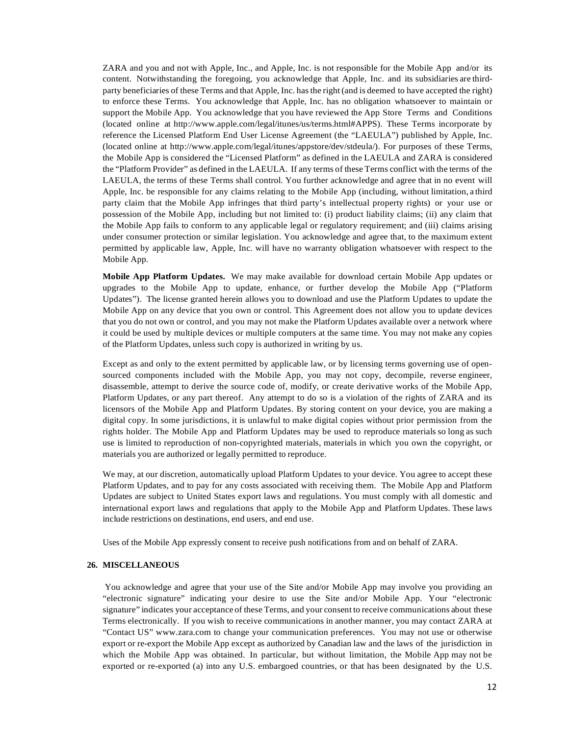ZARA and you and not with Apple, Inc., and Apple, Inc. is not responsible for the Mobile App and/or its content. Notwithstanding the foregoing, you acknowledge that Apple, Inc. and its subsidiaries are third-party beneficiaries of these Terms and that Apple, Inc. has the right (and is deemed to have accepted the right) to enforce these Terms. You acknowledge that Apple, Inc. has no obligation whatsoever to maintain or support the Mobile App. You acknowledge that you have reviewed the App Store Terms and Conditions (located online at http://www.apple.com/legal/itunes/us/terms.html#APPS). These Terms incorporate by reference the Licensed Platform End User License Agreement (the "LAEULA") published by Apple, Inc. (located online at http://www.apple.com/legal/itunes/appstore/dev/stdeula/). For purposes of these Terms, the Mobile App is considered the "Licensed Platform" as defined in the LAEULA and ZARA is considered the "Platform Provider" as defined in the LAEULA. If any terms of these Terms conflict with the terms of the LAEULA, the terms of these Terms shall control. You further acknowledge and agree that in no event will Apple, Inc. be responsible for any claims relating to the Mobile App (including, without limitation, a third party claim that the Mobile App infringes that third party's intellectual property rights) or your use or possession of the Mobile App, including but not limited to: (i) product liability claims; (ii) any claim that the Mobile App fails to conform to any applicable legal or regulatory requirement; and (iii) claims arising under consumer protection or similar legislation. You acknowledge and agree that, to the maximum extent permitted by applicable law, Apple, Inc. will have no warranty obligation whatsoever with respect to the Mobile App.

**Mobile App Platform Updates.** We may make available for download certain Mobile App updates or upgrades to the Mobile App to update, enhance, or further develop the Mobile App ("Platform Updates"). The license granted herein allows you to download and use the Platform Updates to update the Mobile App on any device that you own or control. This Agreement does not allow you to update devices that you do not own or control, and you may not make the Platform Updates available over a network where it could be used by multiple devices or multiple computers at the same time. You may not make any copies of the Platform Updates, unless such copy is authorized in writing by us.

Except as and only to the extent permitted by applicable law, or by licensing terms governing use of open-sourced components included with the Mobile App, you may not copy, decompile, reverse engineer, disassemble, attempt to derive the source code of, modify, or create derivative works of the Mobile App, Platform Updates, or any part thereof. Any attempt to do so is a violation of the rights of ZARA and its licensors of the Mobile App and Platform Updates. By storing content on your device, you are making a digital copy. In some jurisdictions, it is unlawful to make digital copies without prior permission from the rights holder. The Mobile App and Platform Updates may be used to reproduce materials so long as such use is limited to reproduction of non-copyrighted materials, materials in which you own the copyright, or materials you are authorized or legally permitted to reproduce.

We may, at our discretion, automatically upload Platform Updates to your device. You agree to accept these Platform Updates, and to pay for any costs associated with receiving them. The Mobile App and Platform Updates are subject to United States export laws and regulations. You must comply with all domestic and international export laws and regulations that apply to the Mobile App and Platform Updates. These laws include restrictions on destinations, end users, and end use.

Uses of the Mobile App expressly consent to receive push notifications from and on behalf of ZARA.

## 26. MISCELLANEOUS

You acknowledge and agree that your use of the Site and/or Mobile App may involve you providing an "electronic signature" indicating your desire to use the Site and/or Mobile App. Your "electronic signature" indicates your acceptance of these Terms, and your consent to receive communications about these Terms electronically. If you wish to receive communications in another manner, you may contact ZARA at "Contact US" www.zara.com to change your communication preferences. You may not use or otherwise export or re-export the Mobile App except as authorized by Canadian law and the laws of the jurisdiction in which the Mobile App was obtained. In particular, but without limitation, the Mobile App may not be exported or re-exported (a) into any U.S. embargoed countries, or that has been designated by the U.S.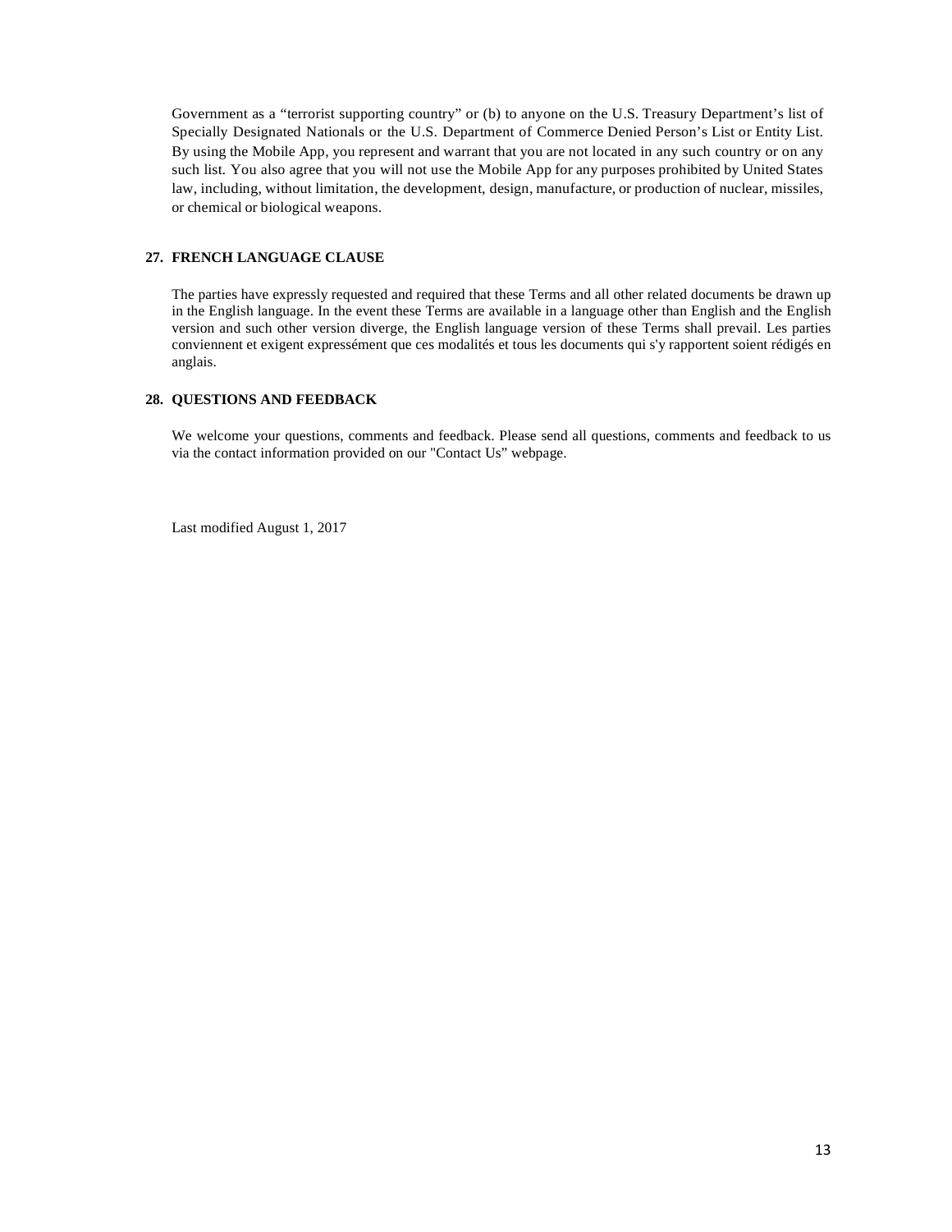Government as a “terrorist supporting country” or (b) to anyone on the U.S. Treasury Department’s list of Specially Designated Nationals or the U.S. Department of Commerce Denied Person’s List or Entity List. By using the Mobile App, you represent and warrant that you are not located in any such country or on any such list. You also agree that you will not use the Mobile App for any purposes prohibited by United States law, including, without limitation, the development, design, manufacture, or production of nuclear, missiles, or chemical or biological weapons.

## 27. FRENCH LANGUAGE CLAUSE

The parties have expressly requested and required that these Terms and all other related documents be drawn up in the English language. In the event these Terms are available in a language other than English and the English version and such other version diverge, the English language version of these Terms shall prevail. Les parties conviennent et exigent expressément que ces modalités et tous les documents qui s'y rapportent soient rédigés en anglais.

## 28. QUESTIONS AND FEEDBACK

We welcome your questions, comments and feedback. Please send all questions, comments and feedback to us via the contact information provided on our "Contact Us" webpage.

Last modified August 1, 2017